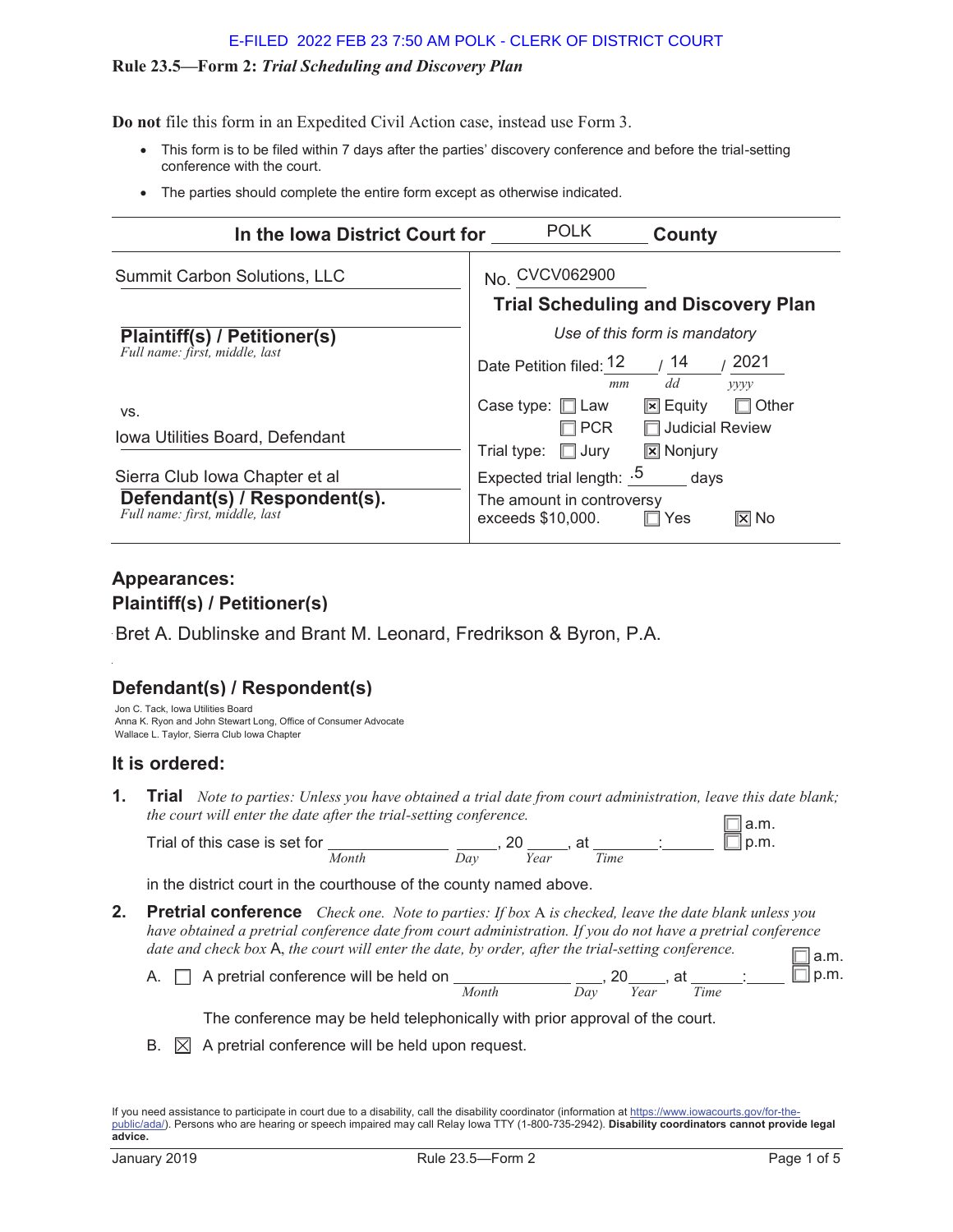E-FILED 2022 FEB 23 7:50 AM POLK - CLERK OF DISTRICT COURT

**Rule 23.5—Form 2:** ***Trial Scheduling and Discovery Plan***

**Do not** file this form in an Expedited Civil Action case, instead use Form 3.

- This form is to be filed within 7 days after the parties' discovery conference and before the trial-setting conference with the court.
- The parties should complete the entire form except as otherwise indicated.

## In the Iowa District Court for POLK County

| | |
|---|---|
| Summit Carbon Solutions, LLC<br><br>**Plaintiff(s) / Petitioner(s)**<br>*Full name: first, middle, last* | No. CVCV062900<br><br>**Trial Scheduling and Discovery Plan**<br>*Use of this form is mandatory*<br><br>Date Petition filed: 12 / 14 / 2021 (*mm dd yyyy*) |
| vs.<br>Iowa Utilities Board, Defendant<br><br>Sierra Club Iowa Chapter et al<br>**Defendant(s) / Respondent(s).**<br>*Full name: first, middle, last* | Case type: ☐ Law ☒ Equity ☐ Other ☐ PCR ☐ Judicial Review<br>Trial type: ☐ Jury ☒ Nonjury<br>Expected trial length: .5 days<br>The amount in controversy exceeds $10,000. ☐ Yes ☒ No |

## Appearances:

### Plaintiff(s) / Petitioner(s)

Bret A. Dublinske and Brant M. Leonard, Fredrikson & Byron, P.A.

### Defendant(s) / Respondent(s)

Jon C. Tack, Iowa Utilities Board
Anna K. Ryon and John Stewart Long, Office of Consumer Advocate
Wallace L. Taylor, Sierra Club Iowa Chapter

## It is ordered:

**1. Trial** *Note to parties: Unless you have obtained a trial date from court administration, leave this date blank; the court will enter the date after the trial-setting conference.*

Trial of this case is set for ____________ (*Month*) _____ (*Day*), 20 _____ (*Year*), at _______:_______ (*Time*) ☐ a.m. ☐ p.m.

in the district court in the courthouse of the county named above.

**2. Pretrial conference** *Check one. Note to parties: If box A is checked, leave the date blank unless you have obtained a pretrial conference date from court administration. If you do not have a pretrial conference date and check box A, the court will enter the date, by order, after the trial-setting conference.*

A. ☐ A pretrial conference will be held on ____________ (*Month*) _____ (*Day*), 20_____ (*Year*), at _______:_______ (*Time*) ☐ a.m. ☐ p.m.

The conference may be held telephonically with prior approval of the court.

B. ☒ A pretrial conference will be held upon request.

If you need assistance to participate in court due to a disability, call the disability coordinator (information at https://www.iowacourts.gov/for-the-public/ada/). Persons who are hearing or speech impaired may call Relay Iowa TTY (1-800-735-2942). **Disability coordinators cannot provide legal advice.**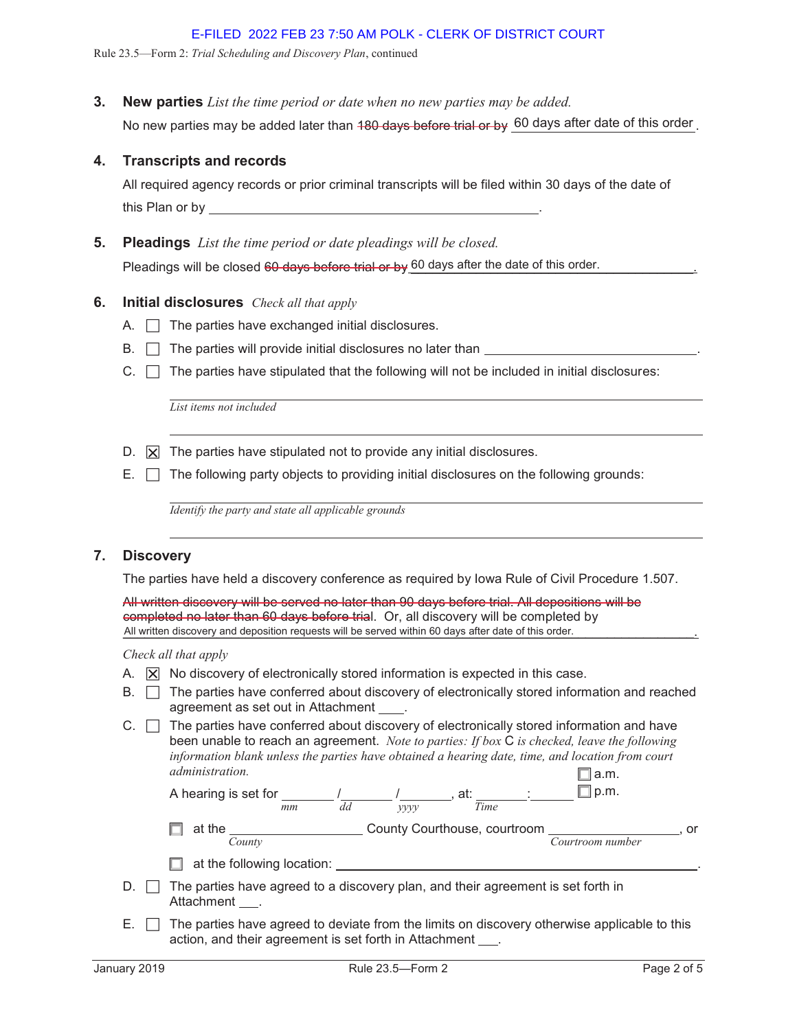E-FILED 2022 FEB 23 7:50 AM POLK - CLERK OF DISTRICT COURT

Rule 23.5—Form 2: *Trial Scheduling and Discovery Plan*, continued

**3. New parties** *List the time period or date when no new parties may be added.*

No new parties may be added later than ~~180 days before trial or by~~ 60 days after date of this order.

**4. Transcripts and records**

All required agency records or prior criminal transcripts will be filed within 30 days of the date of this Plan or by ______________________.

**5. Pleadings** *List the time period or date pleadings will be closed.*

Pleadings will be closed ~~60 days before trial or by~~ 60 days after the date of this order.

**6. Initial disclosures** *Check all that apply*

A. ☐ The parties have exchanged initial disclosures.

B. ☐ The parties will provide initial disclosures no later than ______________________.

C. ☐ The parties have stipulated that the following will not be included in initial disclosures:

______________________
*List items not included*
______________________

D. ☒ The parties have stipulated not to provide any initial disclosures.

E. ☐ The following party objects to providing initial disclosures on the following grounds:

______________________
*Identify the party and state all applicable grounds*
______________________

**7. Discovery**

The parties have held a discovery conference as required by Iowa Rule of Civil Procedure 1.507.

~~All written discovery will be served no later than 90 days before trial. All depositions will be completed no later than 60 days before trial~~. Or, all discovery will be completed by All written discovery and deposition requests will be served within 60 days after date of this order.

*Check all that apply*

A. ☒ No discovery of electronically stored information is expected in this case.

B. ☐ The parties have conferred about discovery of electronically stored information and reached agreement as set out in Attachment ____.

C. ☐ The parties have conferred about discovery of electronically stored information and have been unable to reach an agreement. *Note to parties: If box* C *is checked, leave the following information blank unless the parties have obtained a hearing date, time, and location from court administration.*

A hearing is set for ______ / ______ / ______ (*mm* / *dd* / *yyyy*), at: ______ : ______ (*Time*) ☐ a.m. ☐ p.m.

☐ at the ______________ (*County*) County Courthouse, courtroom ______________ (*Courtroom number*), or

☐ at the following location: ______________________.

D. ☐ The parties have agreed to a discovery plan, and their agreement is set forth in Attachment ___.

E. ☐ The parties have agreed to deviate from the limits on discovery otherwise applicable to this action, and their agreement is set forth in Attachment ___.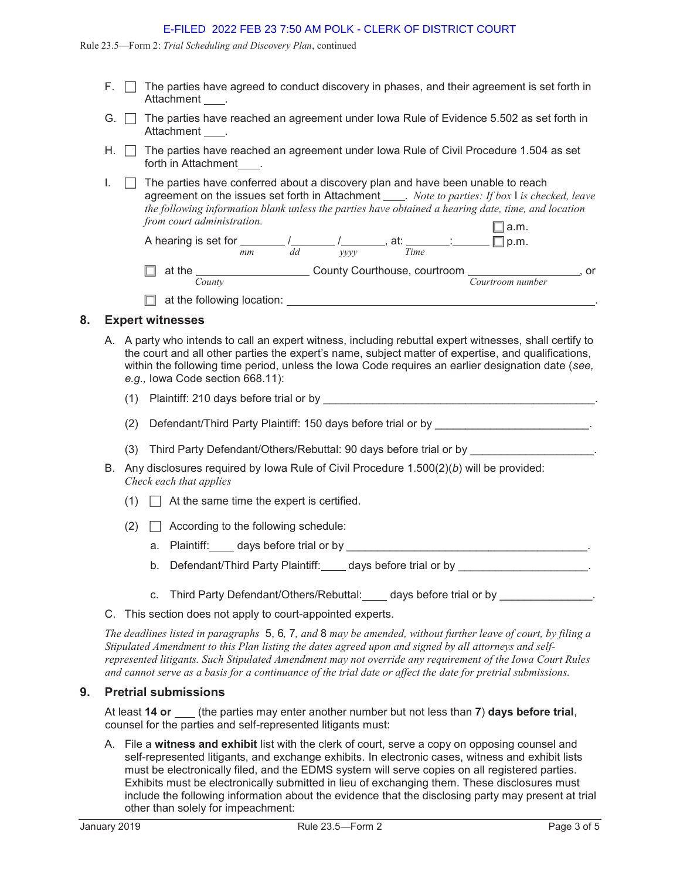E-FILED 2022 FEB 23 7:50 AM POLK - CLERK OF DISTRICT COURT

Rule 23.5—Form 2: *Trial Scheduling and Discovery Plan*, continued

F. ☐ The parties have agreed to conduct discovery in phases, and their agreement is set forth in Attachment ____.

G. ☐ The parties have reached an agreement under Iowa Rule of Evidence 5.502 as set forth in Attachment ____.

H. ☐ The parties have reached an agreement under Iowa Rule of Civil Procedure 1.504 as set forth in Attachment____.

I. ☐ The parties have conferred about a discovery plan and have been unable to reach agreement on the issues set forth in Attachment ____. *Note to parties: If box* I *is checked, leave the following information blank unless the parties have obtained a hearing date, time, and location from court administration.*

A hearing is set for _______ /_______ /_______, at: _______:______ ☐ a.m. ☐ p.m.
(*mm* / *dd* / *yyyy*, *Time*)

☐ at the __________________ County Courthouse, courtroom __________________, or
(*County*, *Courtroom number*)

☐ at the following location: ______________________________________________.

## 8. Expert witnesses

A. A party who intends to call an expert witness, including rebuttal expert witnesses, shall certify to the court and all other parties the expert's name, subject matter of expertise, and qualifications, within the following time period, unless the Iowa Code requires an earlier designation date (*see, e.g.,* Iowa Code section 668.11):

(1) Plaintiff: 210 days before trial or by ____________________________________________.

(2) Defendant/Third Party Plaintiff: 150 days before trial or by ________________________.

(3) Third Party Defendant/Others/Rebuttal: 90 days before trial or by ___________________.

B. Any disclosures required by Iowa Rule of Civil Procedure 1.500(2)(*b*) will be provided: *Check each that applies*

(1) ☐ At the same time the expert is certified.

(2) ☐ According to the following schedule:

a. Plaintiff:____ days before trial or by _______________________________________.

b. Defendant/Third Party Plaintiff:____ days before trial or by _____________________.

c. Third Party Defendant/Others/Rebuttal:____ days before trial or by _______________.

C. This section does not apply to court-appointed experts.

*The deadlines listed in paragraphs* 5, 6*,* 7*, and* 8 *may be amended, without further leave of court, by filing a Stipulated Amendment to this Plan listing the dates agreed upon and signed by all attorneys and self-represented litigants. Such Stipulated Amendment may not override any requirement of the Iowa Court Rules and cannot serve as a basis for a continuance of the trial date or affect the date for pretrial submissions.*

## 9. Pretrial submissions

At least **14 or** ___ (the parties may enter another number but not less than **7**) **days before trial**, counsel for the parties and self-represented litigants must:

A. File a **witness and exhibit** list with the clerk of court, serve a copy on opposing counsel and self-represented litigants, and exchange exhibits. In electronic cases, witness and exhibit lists must be electronically filed, and the EDMS system will serve copies on all registered parties. Exhibits must be electronically submitted in lieu of exchanging them. These disclosures must include the following information about the evidence that the disclosing party may present at trial other than solely for impeachment: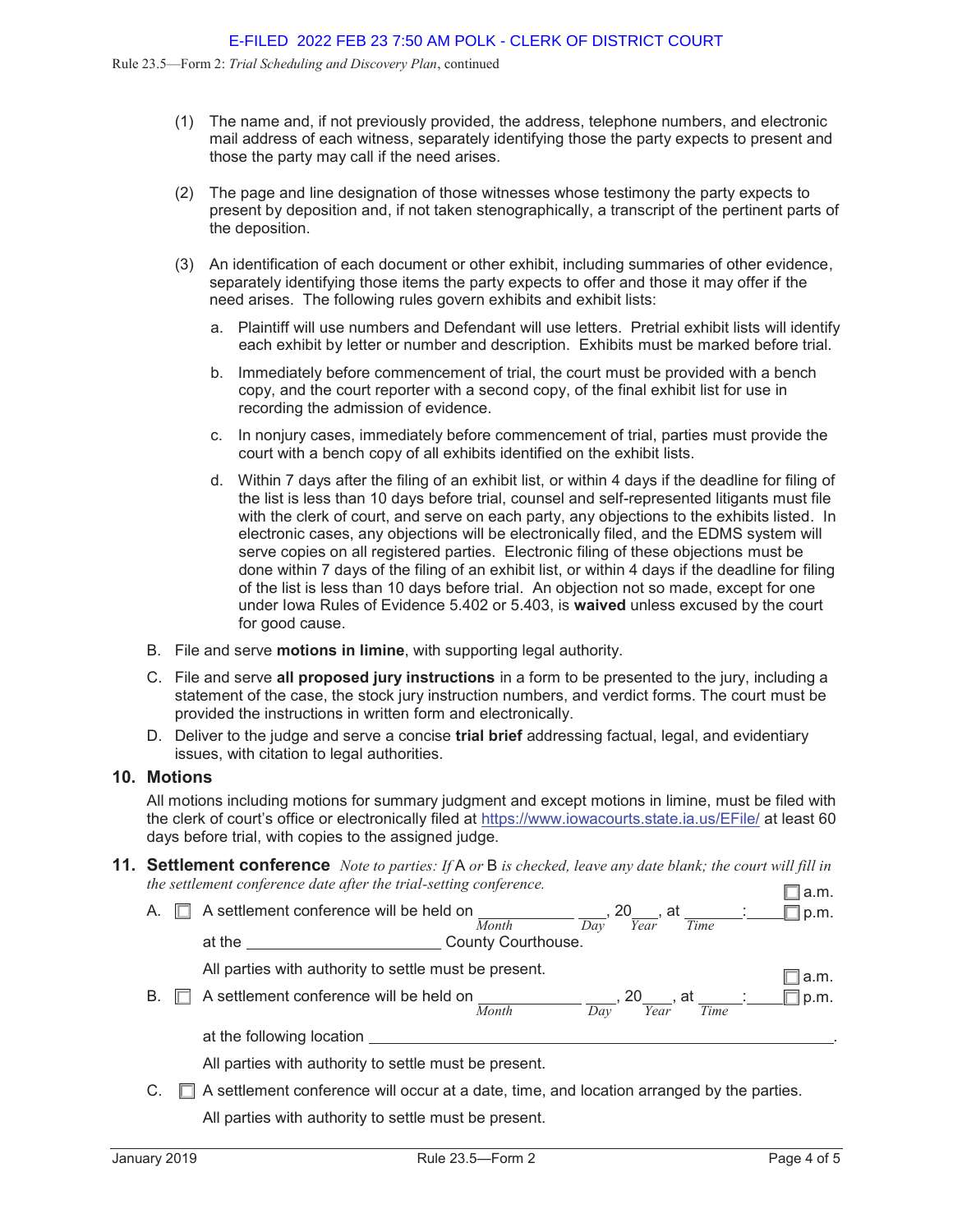(1) The name and, if not previously provided, the address, telephone numbers, and electronic mail address of each witness, separately identifying those the party expects to present and those the party may call if the need arises.

(2) The page and line designation of those witnesses whose testimony the party expects to present by deposition and, if not taken stenographically, a transcript of the pertinent parts of the deposition.

(3) An identification of each document or other exhibit, including summaries of other evidence, separately identifying those items the party expects to offer and those it may offer if the need arises. The following rules govern exhibits and exhibit lists:

a. Plaintiff will use numbers and Defendant will use letters. Pretrial exhibit lists will identify each exhibit by letter or number and description. Exhibits must be marked before trial.

b. Immediately before commencement of trial, the court must be provided with a bench copy, and the court reporter with a second copy, of the final exhibit list for use in recording the admission of evidence.

c. In nonjury cases, immediately before commencement of trial, parties must provide the court with a bench copy of all exhibits identified on the exhibit lists.

d. Within 7 days after the filing of an exhibit list, or within 4 days if the deadline for filing of the list is less than 10 days before trial, counsel and self-represented litigants must file with the clerk of court, and serve on each party, any objections to the exhibits listed. In electronic cases, any objections will be electronically filed, and the EDMS system will serve copies on all registered parties. Electronic filing of these objections must be done within 7 days of the filing of an exhibit list, or within 4 days if the deadline for filing of the list is less than 10 days before trial. An objection not so made, except for one under Iowa Rules of Evidence 5.402 or 5.403, is **waived** unless excused by the court for good cause.

B. File and serve **motions in limine**, with supporting legal authority.

C. File and serve **all proposed jury instructions** in a form to be presented to the jury, including a statement of the case, the stock jury instruction numbers, and verdict forms. The court must be provided the instructions in written form and electronically.

D. Deliver to the judge and serve a concise **trial brief** addressing factual, legal, and evidentiary issues, with citation to legal authorities.

## 10. Motions

All motions including motions for summary judgment and except motions in limine, must be filed with the clerk of court's office or electronically filed at https://www.iowacourts.state.ia.us/EFile/ at least 60 days before trial, with copies to the assigned judge.

## 11. Settlement conference

*Note to parties: If* A *or* B *is checked, leave any date blank; the court will fill in the settlement conference date after the trial-setting conference.*

A. ☐ A settlement conference will be held on ____________ ____, 20___, at ______:______ ☐ a.m. ☐ p.m.
(Month) (Day) (Year) (Time)

at the ________________________ County Courthouse.

All parties with authority to settle must be present.

B. ☐ A settlement conference will be held on ____________ ____, 20___, at ______:______ ☐ a.m. ☐ p.m.
(Month) (Day) (Year) (Time)

at the following location ____________________________________________________.

All parties with authority to settle must be present.

C. ☐ A settlement conference will occur at a date, time, and location arranged by the parties.

All parties with authority to settle must be present.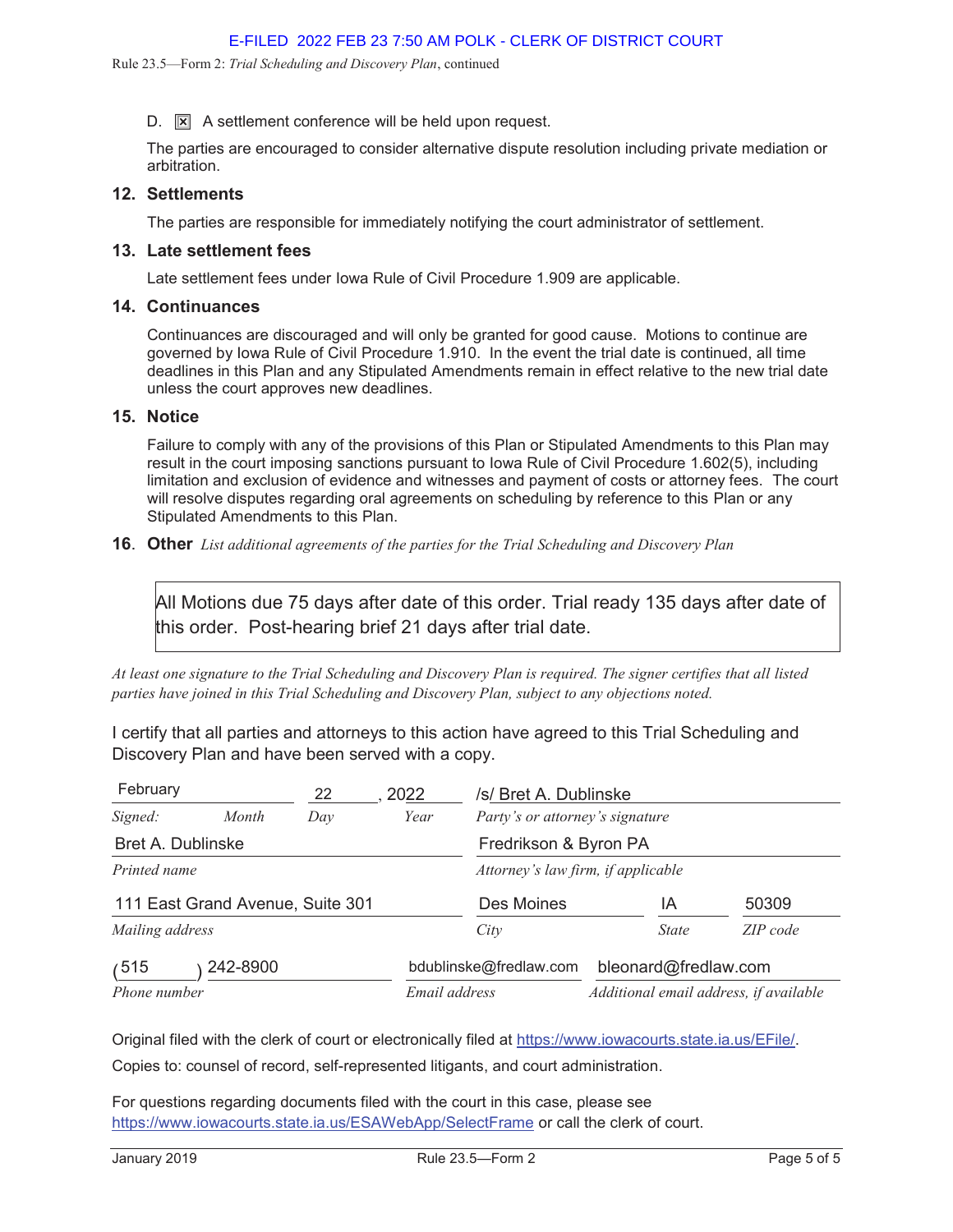D. ☒ A settlement conference will be held upon request.

The parties are encouraged to consider alternative dispute resolution including private mediation or arbitration.

## 12. Settlements

The parties are responsible for immediately notifying the court administrator of settlement.

## 13. Late settlement fees

Late settlement fees under Iowa Rule of Civil Procedure 1.909 are applicable.

## 14. Continuances

Continuances are discouraged and will only be granted for good cause. Motions to continue are governed by Iowa Rule of Civil Procedure 1.910. In the event the trial date is continued, all time deadlines in this Plan and any Stipulated Amendments remain in effect relative to the new trial date unless the court approves new deadlines.

## 15. Notice

Failure to comply with any of the provisions of this Plan or Stipulated Amendments to this Plan may result in the court imposing sanctions pursuant to Iowa Rule of Civil Procedure 1.602(5), including limitation and exclusion of evidence and witnesses and payment of costs or attorney fees. The court will resolve disputes regarding oral agreements on scheduling by reference to this Plan or any Stipulated Amendments to this Plan.

## 16. Other *List additional agreements of the parties for the Trial Scheduling and Discovery Plan*

All Motions due 75 days after date of this order. Trial ready 135 days after date of this order. Post-hearing brief 21 days after trial date.

*At least one signature to the Trial Scheduling and Discovery Plan is required. The signer certifies that all listed parties have joined in this Trial Scheduling and Discovery Plan, subject to any objections noted.*

I certify that all parties and attorneys to this action have agreed to this Trial Scheduling and Discovery Plan and have been served with a copy.

| February | 22 | 2022 | /s/ Bret A. Dublinske | | |
|---|---|---|---|---|---|
| *Signed: Month* | *Day* | *Year* | *Party's or attorney's signature* | | |
| Bret A. Dublinske | | | Fredrikson & Byron PA | | |
| *Printed name* | | | *Attorney's law firm, if applicable* | | |
| 111 East Grand Avenue, Suite 301 | | | Des Moines | IA | 50309 |
| *Mailing address* | | | *City* | *State* | *ZIP code* |
| (515) 242-8900 | | bdublinske@fredlaw.com | bleonard@fredlaw.com | | |
| *Phone number* | | *Email address* | *Additional email address, if available* | | |

Original filed with the clerk of court or electronically filed at https://www.iowacourts.state.ia.us/EFile/.

Copies to: counsel of record, self-represented litigants, and court administration.

For questions regarding documents filed with the court in this case, please see https://www.iowacourts.state.ia.us/ESAWebApp/SelectFrame or call the clerk of court.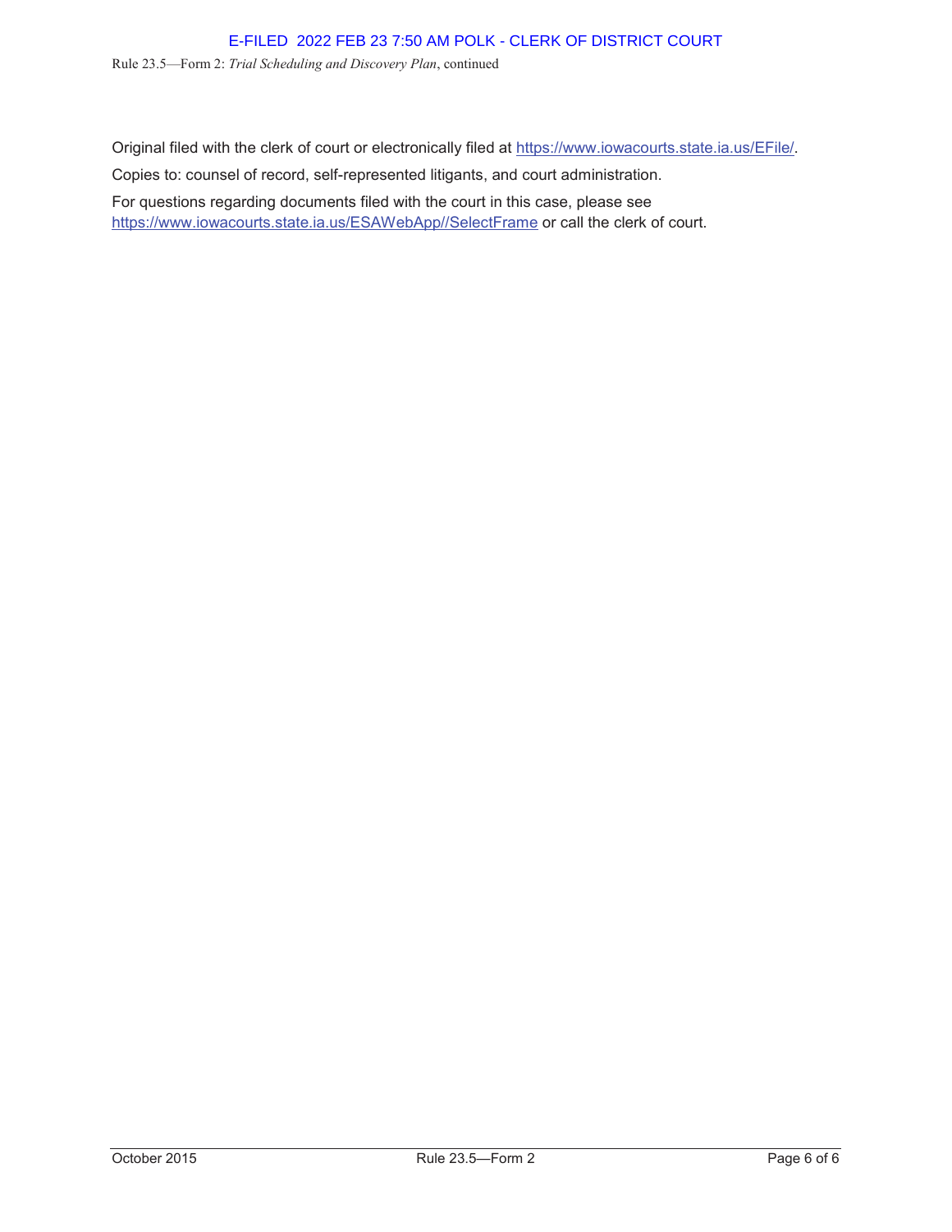Original filed with the clerk of court or electronically filed at https://www.iowacourts.state.ia.us/EFile/.

Copies to: counsel of record, self-represented litigants, and court administration.

For questions regarding documents filed with the court in this case, please see https://www.iowacourts.state.ia.us/ESAWebApp//SelectFrame or call the clerk of court.